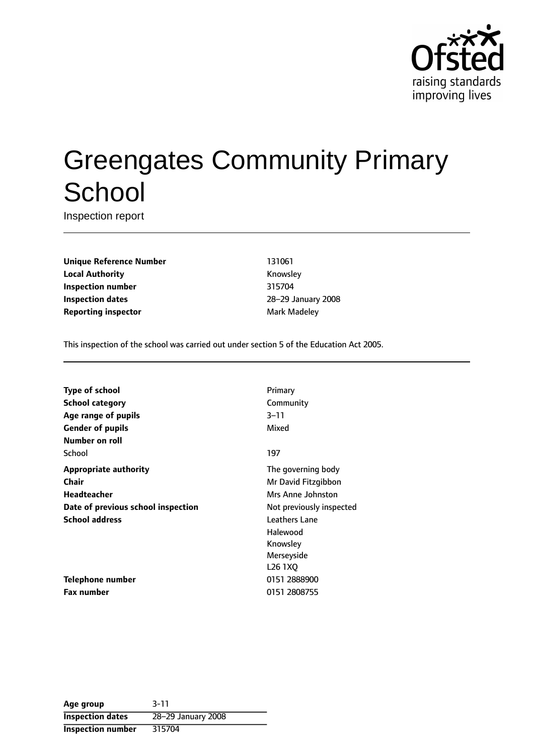# Greengates Community Primary School

Inspection report

| | |
|---|---|
| **Unique Reference Number** | 131061 |
| **Local Authority** | Knowsley |
| **Inspection number** | 315704 |
| **Inspection dates** | 28–29 January 2008 |
| **Reporting inspector** | Mark Madeley |

This inspection of the school was carried out under section 5 of the Education Act 2005.

| | |
|---|---|
| **Type of school** | Primary |
| **School category** | Community |
| **Age range of pupils** | 3–11 |
| **Gender of pupils** | Mixed |
| **Number on roll** | |
| School | 197 |
| **Appropriate authority** | The governing body |
| **Chair** | Mr David Fitzgibbon |
| **Headteacher** | Mrs Anne Johnston |
| **Date of previous school inspection** | Not previously inspected |
| **School address** | Leathers Lane<br>Halewood<br>Knowsley<br>Merseyside<br>L26 1XQ |
| **Telephone number** | 0151 2888900 |
| **Fax number** | 0151 2808755 |

| | |
|---|---|
| **Age group** | 3-11 |
| **Inspection dates** | 28–29 January 2008 |
| **Inspection number** | 315704 |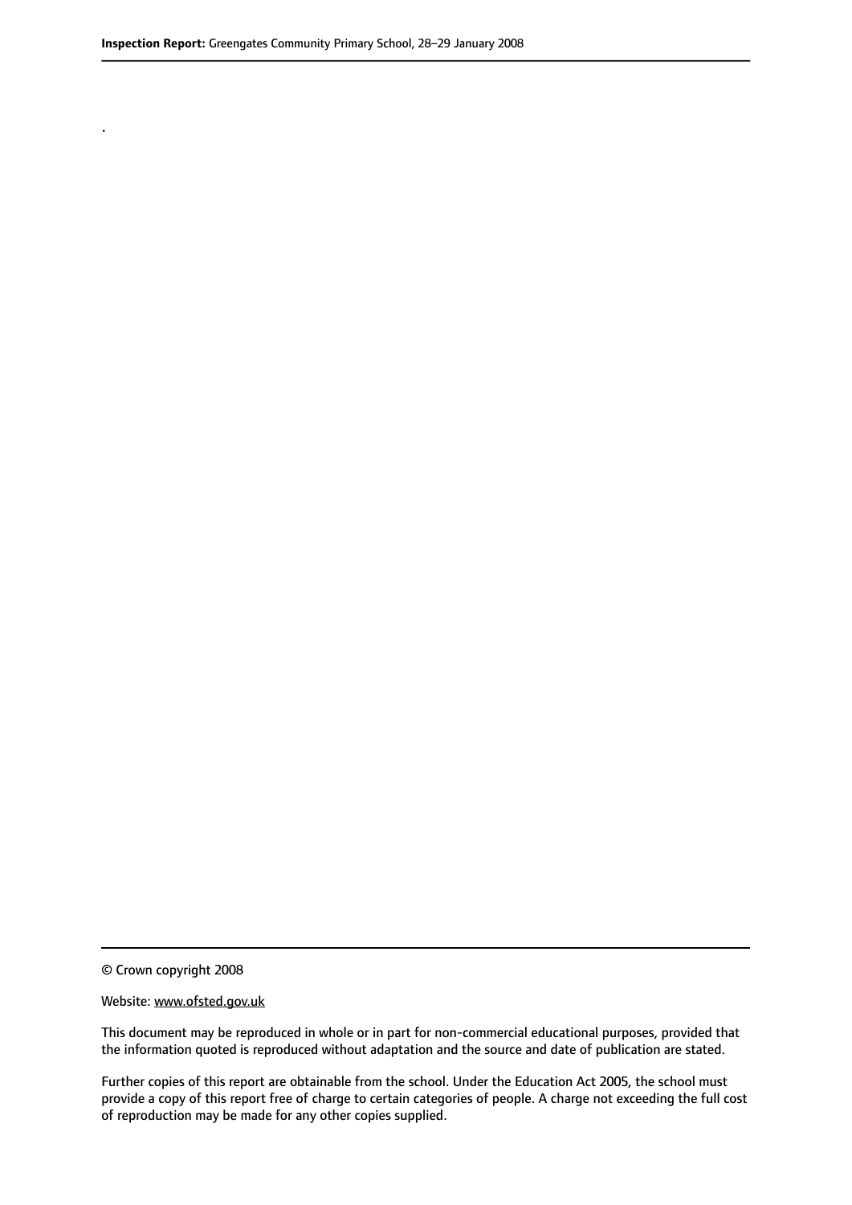.

© Crown copyright 2008

Website: www.ofsted.gov.uk

This document may be reproduced in whole or in part for non-commercial educational purposes, provided that the information quoted is reproduced without adaptation and the source and date of publication are stated.

Further copies of this report are obtainable from the school. Under the Education Act 2005, the school must provide a copy of this report free of charge to certain categories of people. A charge not exceeding the full cost of reproduction may be made for any other copies supplied.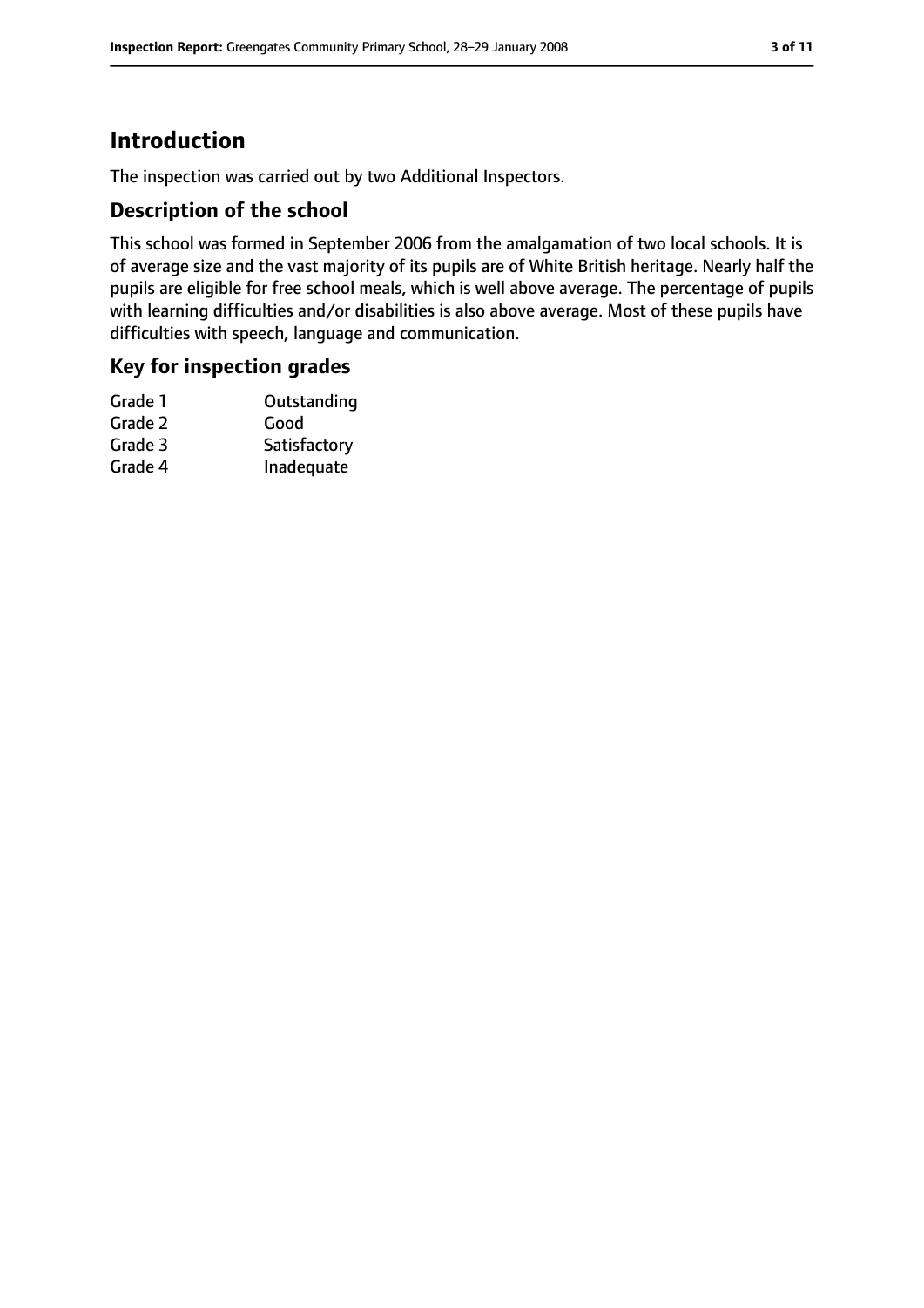# Introduction

The inspection was carried out by two Additional Inspectors.

## Description of the school

This school was formed in September 2006 from the amalgamation of two local schools. It is of average size and the vast majority of its pupils are of White British heritage. Nearly half the pupils are eligible for free school meals, which is well above average. The percentage of pupils with learning difficulties and/or disabilities is also above average. Most of these pupils have difficulties with speech, language and communication.

## Key for inspection grades

| | |
|---|---|
| Grade 1 | Outstanding |
| Grade 2 | Good |
| Grade 3 | Satisfactory |
| Grade 4 | Inadequate |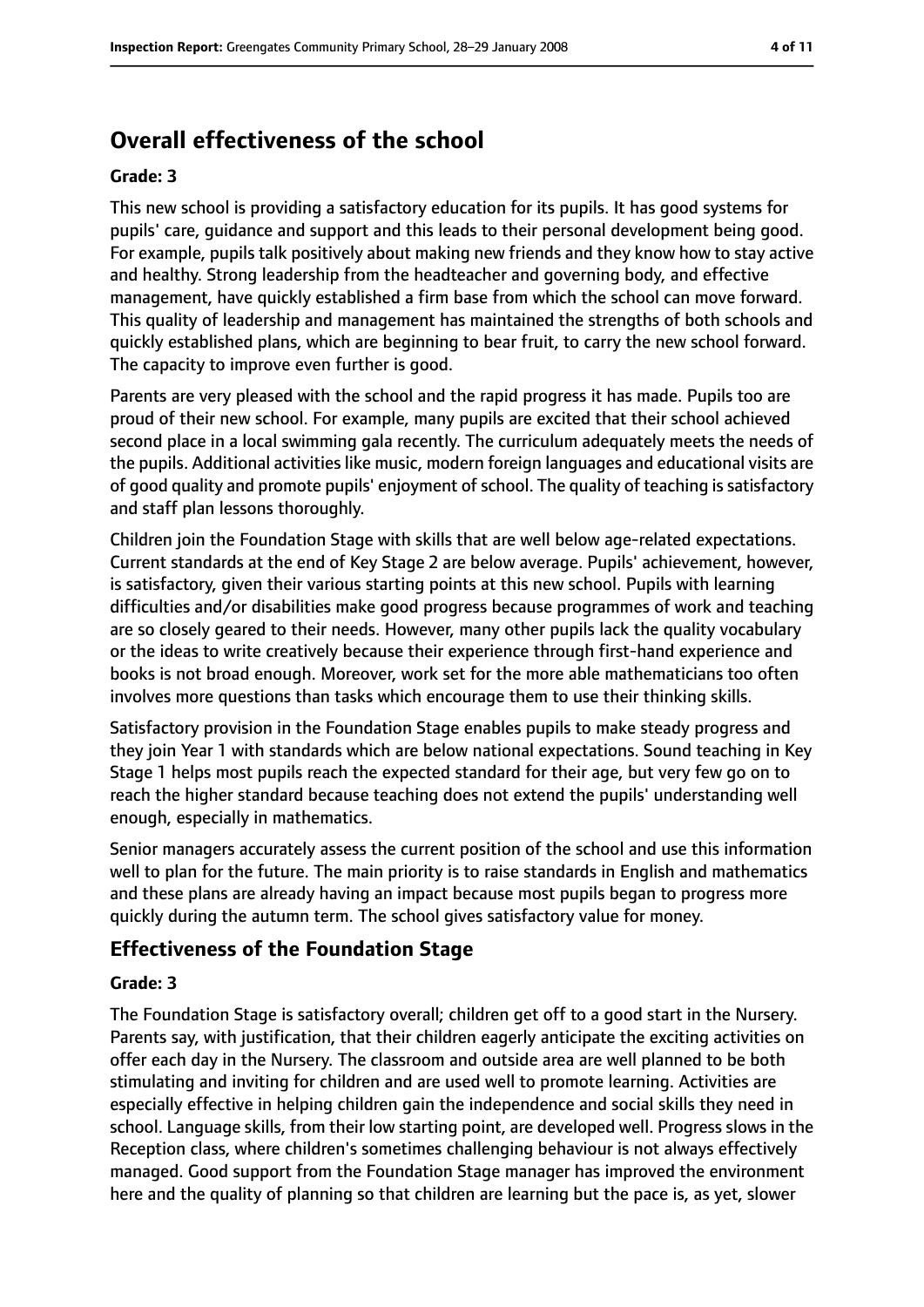# Overall effectiveness of the school

**Grade: 3**

This new school is providing a satisfactory education for its pupils. It has good systems for pupils' care, guidance and support and this leads to their personal development being good. For example, pupils talk positively about making new friends and they know how to stay active and healthy. Strong leadership from the headteacher and governing body, and effective management, have quickly established a firm base from which the school can move forward. This quality of leadership and management has maintained the strengths of both schools and quickly established plans, which are beginning to bear fruit, to carry the new school forward. The capacity to improve even further is good.

Parents are very pleased with the school and the rapid progress it has made. Pupils too are proud of their new school. For example, many pupils are excited that their school achieved second place in a local swimming gala recently. The curriculum adequately meets the needs of the pupils. Additional activities like music, modern foreign languages and educational visits are of good quality and promote pupils' enjoyment of school. The quality of teaching is satisfactory and staff plan lessons thoroughly.

Children join the Foundation Stage with skills that are well below age-related expectations. Current standards at the end of Key Stage 2 are below average. Pupils' achievement, however, is satisfactory, given their various starting points at this new school. Pupils with learning difficulties and/or disabilities make good progress because programmes of work and teaching are so closely geared to their needs. However, many other pupils lack the quality vocabulary or the ideas to write creatively because their experience through first-hand experience and books is not broad enough. Moreover, work set for the more able mathematicians too often involves more questions than tasks which encourage them to use their thinking skills.

Satisfactory provision in the Foundation Stage enables pupils to make steady progress and they join Year 1 with standards which are below national expectations. Sound teaching in Key Stage 1 helps most pupils reach the expected standard for their age, but very few go on to reach the higher standard because teaching does not extend the pupils' understanding well enough, especially in mathematics.

Senior managers accurately assess the current position of the school and use this information well to plan for the future. The main priority is to raise standards in English and mathematics and these plans are already having an impact because most pupils began to progress more quickly during the autumn term. The school gives satisfactory value for money.

## Effectiveness of the Foundation Stage

**Grade: 3**

The Foundation Stage is satisfactory overall; children get off to a good start in the Nursery. Parents say, with justification, that their children eagerly anticipate the exciting activities on offer each day in the Nursery. The classroom and outside area are well planned to be both stimulating and inviting for children and are used well to promote learning. Activities are especially effective in helping children gain the independence and social skills they need in school. Language skills, from their low starting point, are developed well. Progress slows in the Reception class, where children's sometimes challenging behaviour is not always effectively managed. Good support from the Foundation Stage manager has improved the environment here and the quality of planning so that children are learning but the pace is, as yet, slower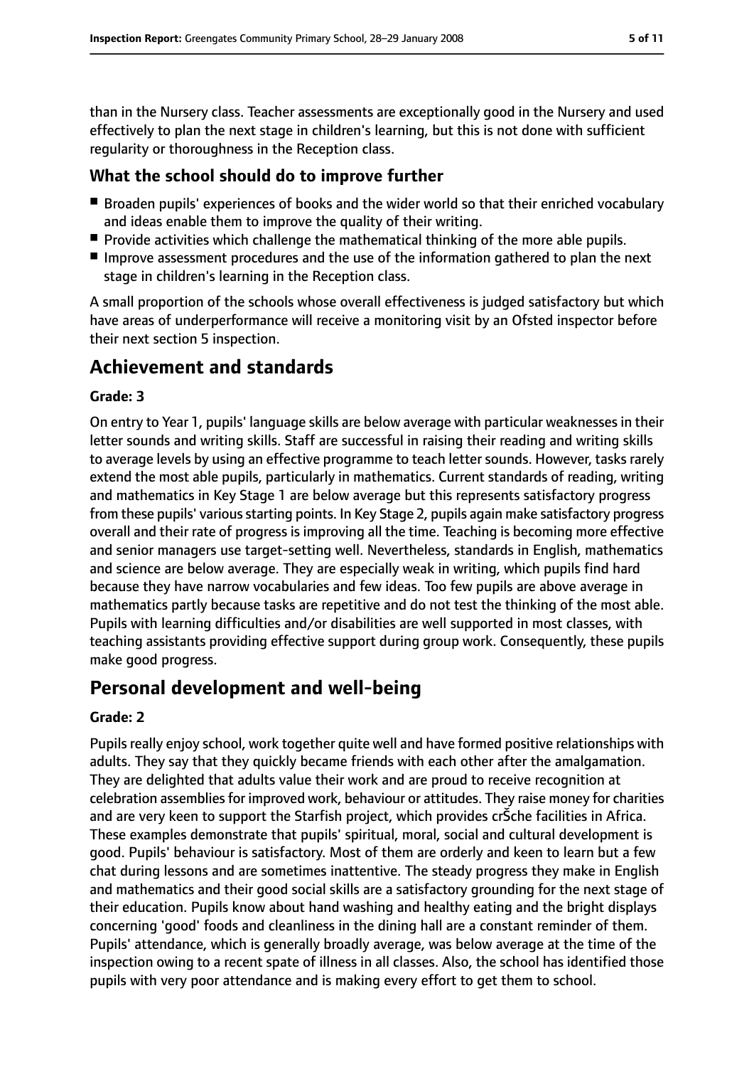than in the Nursery class. Teacher assessments are exceptionally good in the Nursery and used effectively to plan the next stage in children's learning, but this is not done with sufficient regularity or thoroughness in the Reception class.

### What the school should do to improve further

- Broaden pupils' experiences of books and the wider world so that their enriched vocabulary and ideas enable them to improve the quality of their writing.
- Provide activities which challenge the mathematical thinking of the more able pupils.
- Improve assessment procedures and the use of the information gathered to plan the next stage in children's learning in the Reception class.

A small proportion of the schools whose overall effectiveness is judged satisfactory but which have areas of underperformance will receive a monitoring visit by an Ofsted inspector before their next section 5 inspection.

## Achievement and standards

#### Grade: 3

On entry to Year 1, pupils' language skills are below average with particular weaknesses in their letter sounds and writing skills. Staff are successful in raising their reading and writing skills to average levels by using an effective programme to teach letter sounds. However, tasks rarely extend the most able pupils, particularly in mathematics. Current standards of reading, writing and mathematics in Key Stage 1 are below average but this represents satisfactory progress from these pupils' various starting points. In Key Stage 2, pupils again make satisfactory progress overall and their rate of progress is improving all the time. Teaching is becoming more effective and senior managers use target-setting well. Nevertheless, standards in English, mathematics and science are below average. They are especially weak in writing, which pupils find hard because they have narrow vocabularies and few ideas. Too few pupils are above average in mathematics partly because tasks are repetitive and do not test the thinking of the most able. Pupils with learning difficulties and/or disabilities are well supported in most classes, with teaching assistants providing effective support during group work. Consequently, these pupils make good progress.

## Personal development and well-being

#### Grade: 2

Pupils really enjoy school, work together quite well and have formed positive relationships with adults. They say that they quickly became friends with each other after the amalgamation. They are delighted that adults value their work and are proud to receive recognition at celebration assemblies for improved work, behaviour or attitudes. They raise money for charities and are very keen to support the Starfish project, which provides crŠche facilities in Africa. These examples demonstrate that pupils' spiritual, moral, social and cultural development is good. Pupils' behaviour is satisfactory. Most of them are orderly and keen to learn but a few chat during lessons and are sometimes inattentive. The steady progress they make in English and mathematics and their good social skills are a satisfactory grounding for the next stage of their education. Pupils know about hand washing and healthy eating and the bright displays concerning 'good' foods and cleanliness in the dining hall are a constant reminder of them. Pupils' attendance, which is generally broadly average, was below average at the time of the inspection owing to a recent spate of illness in all classes. Also, the school has identified those pupils with very poor attendance and is making every effort to get them to school.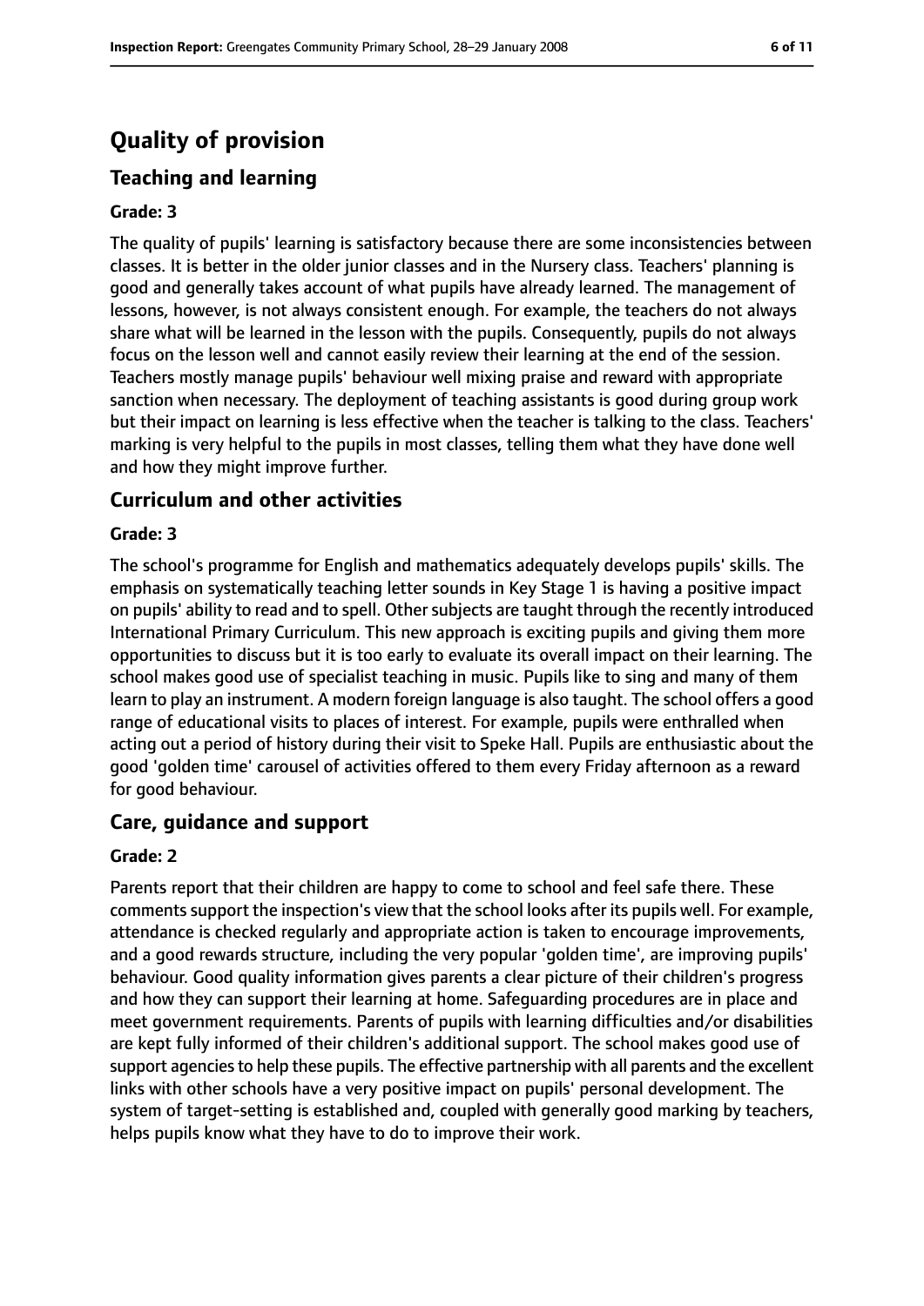# Quality of provision

## Teaching and learning

### Grade: 3

The quality of pupils' learning is satisfactory because there are some inconsistencies between classes. It is better in the older junior classes and in the Nursery class. Teachers' planning is good and generally takes account of what pupils have already learned. The management of lessons, however, is not always consistent enough. For example, the teachers do not always share what will be learned in the lesson with the pupils. Consequently, pupils do not always focus on the lesson well and cannot easily review their learning at the end of the session. Teachers mostly manage pupils' behaviour well mixing praise and reward with appropriate sanction when necessary. The deployment of teaching assistants is good during group work but their impact on learning is less effective when the teacher is talking to the class. Teachers' marking is very helpful to the pupils in most classes, telling them what they have done well and how they might improve further.

## Curriculum and other activities

### Grade: 3

The school's programme for English and mathematics adequately develops pupils' skills. The emphasis on systematically teaching letter sounds in Key Stage 1 is having a positive impact on pupils' ability to read and to spell. Other subjects are taught through the recently introduced International Primary Curriculum. This new approach is exciting pupils and giving them more opportunities to discuss but it is too early to evaluate its overall impact on their learning. The school makes good use of specialist teaching in music. Pupils like to sing and many of them learn to play an instrument. A modern foreign language is also taught. The school offers a good range of educational visits to places of interest. For example, pupils were enthralled when acting out a period of history during their visit to Speke Hall. Pupils are enthusiastic about the good 'golden time' carousel of activities offered to them every Friday afternoon as a reward for good behaviour.

## Care, guidance and support

### Grade: 2

Parents report that their children are happy to come to school and feel safe there. These comments support the inspection's view that the school looks after its pupils well. For example, attendance is checked regularly and appropriate action is taken to encourage improvements, and a good rewards structure, including the very popular 'golden time', are improving pupils' behaviour. Good quality information gives parents a clear picture of their children's progress and how they can support their learning at home. Safeguarding procedures are in place and meet government requirements. Parents of pupils with learning difficulties and/or disabilities are kept fully informed of their children's additional support. The school makes good use of support agencies to help these pupils. The effective partnership with all parents and the excellent links with other schools have a very positive impact on pupils' personal development. The system of target-setting is established and, coupled with generally good marking by teachers, helps pupils know what they have to do to improve their work.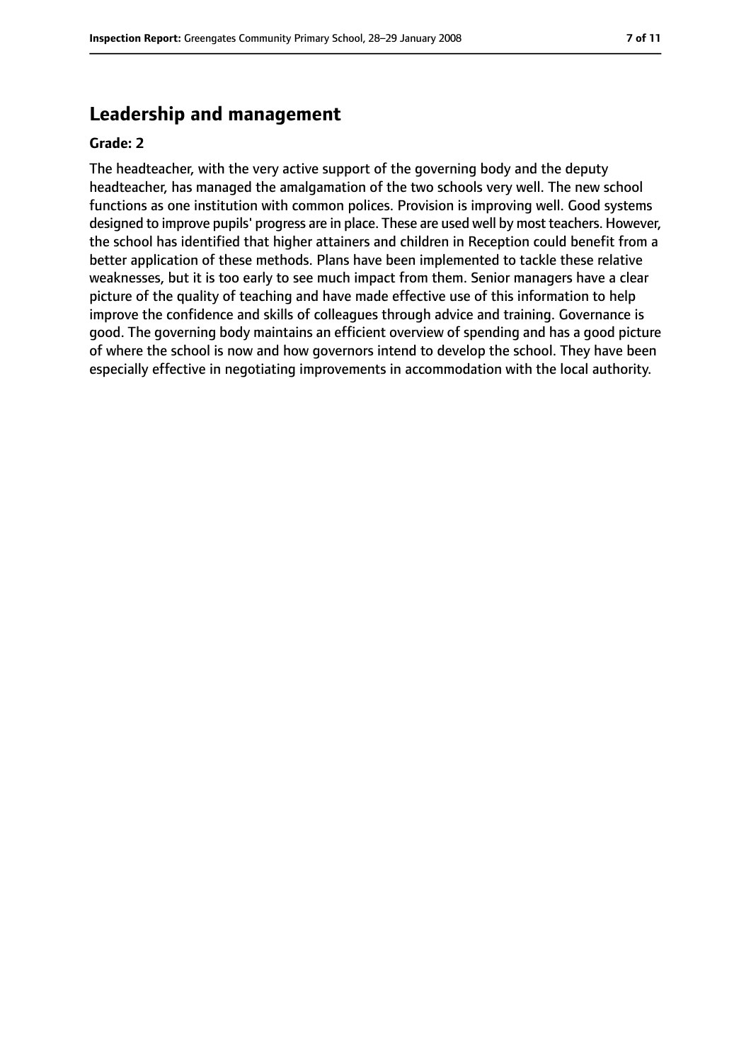## Leadership and management

**Grade: 2**

The headteacher, with the very active support of the governing body and the deputy headteacher, has managed the amalgamation of the two schools very well. The new school functions as one institution with common polices. Provision is improving well. Good systems designed to improve pupils' progress are in place. These are used well by most teachers. However, the school has identified that higher attainers and children in Reception could benefit from a better application of these methods. Plans have been implemented to tackle these relative weaknesses, but it is too early to see much impact from them. Senior managers have a clear picture of the quality of teaching and have made effective use of this information to help improve the confidence and skills of colleagues through advice and training. Governance is good. The governing body maintains an efficient overview of spending and has a good picture of where the school is now and how governors intend to develop the school. They have been especially effective in negotiating improvements in accommodation with the local authority.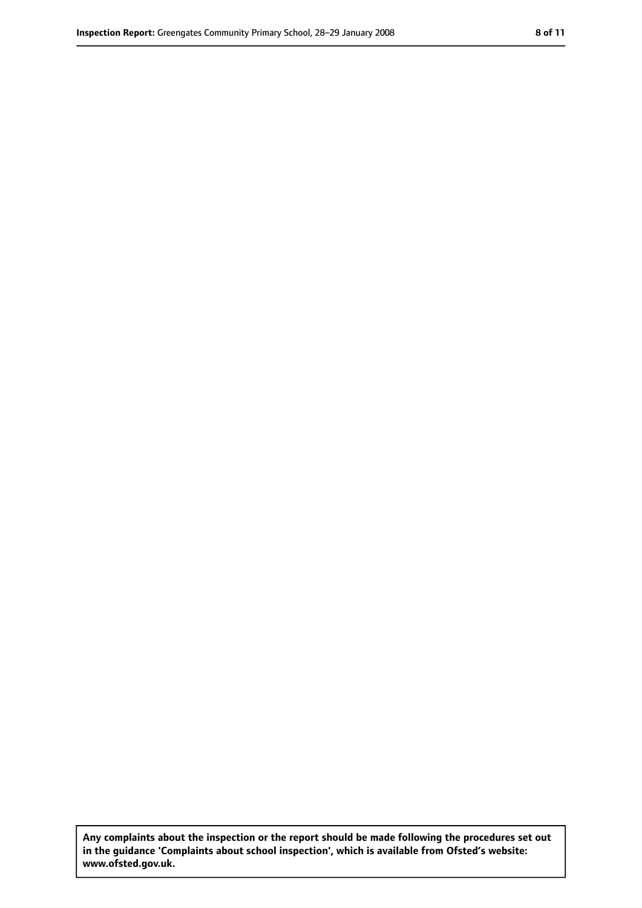**Any complaints about the inspection or the report should be made following the procedures set out in the guidance 'Complaints about school inspection', which is available from Ofsted's website: www.ofsted.gov.uk.**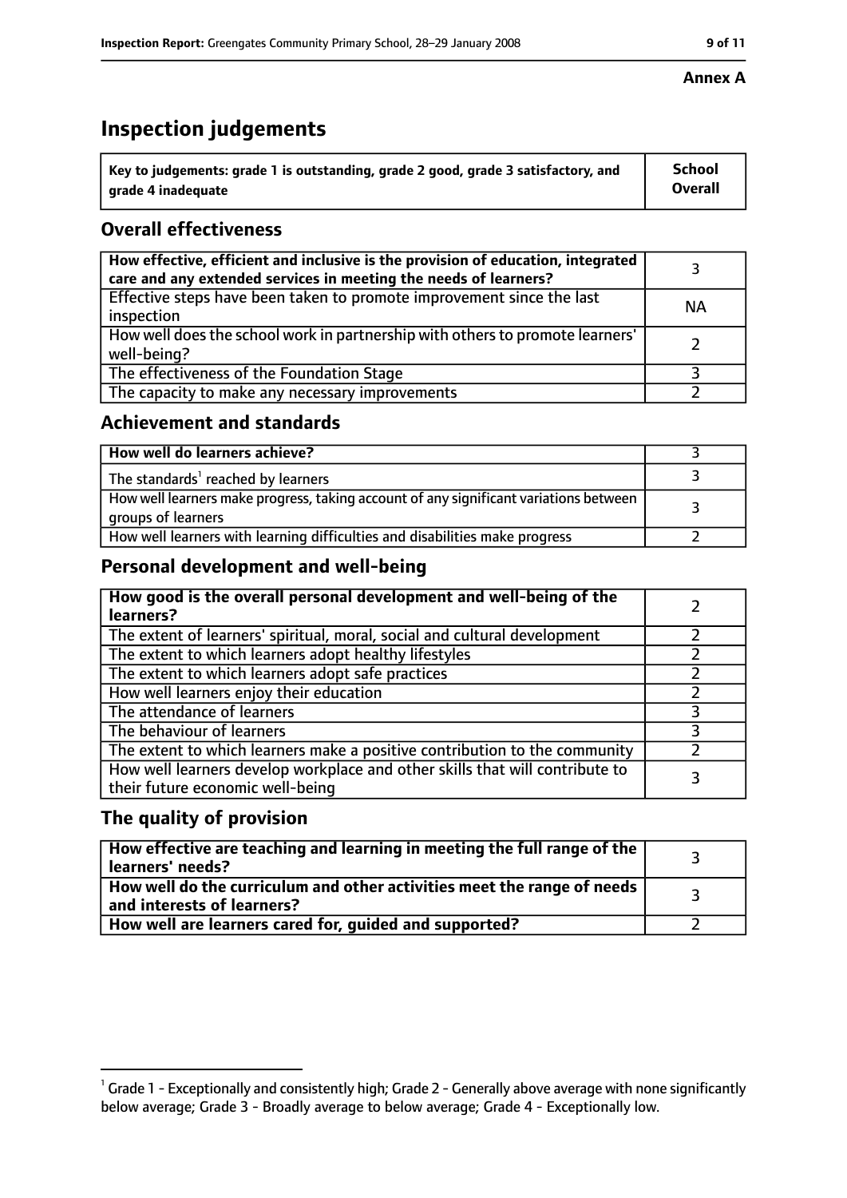**Annex A**

# Inspection judgements

| Key to judgements: grade 1 is outstanding, grade 2 good, grade 3 satisfactory, and grade 4 inadequate | School Overall |
|---|---|

## Overall effectiveness

| | |
|---|---|
| How effective, efficient and inclusive is the provision of education, integrated care and any extended services in meeting the needs of learners? | 3 |
| Effective steps have been taken to promote improvement since the last inspection | NA |
| How well does the school work in partnership with others to promote learners' well-being? | 2 |
| The effectiveness of the Foundation Stage | 3 |
| The capacity to make any necessary improvements | 2 |

## Achievement and standards

| | |
|---|---|
| **How well do learners achieve?** | 3 |
| The standards[1] reached by learners | 3 |
| How well learners make progress, taking account of any significant variations between groups of learners | 3 |
| How well learners with learning difficulties and disabilities make progress | 2 |

## Personal development and well-being

| | |
|---|---|
| **How good is the overall personal development and well-being of the learners?** | 2 |
| The extent of learners' spiritual, moral, social and cultural development | 2 |
| The extent to which learners adopt healthy lifestyles | 2 |
| The extent to which learners adopt safe practices | 2 |
| How well learners enjoy their education | 2 |
| The attendance of learners | 3 |
| The behaviour of learners | 3 |
| The extent to which learners make a positive contribution to the community | 2 |
| How well learners develop workplace and other skills that will contribute to their future economic well-being | 3 |

## The quality of provision

| | |
|---|---|
| **How effective are teaching and learning in meeting the full range of the learners' needs?** | 3 |
| **How well do the curriculum and other activities meet the range of needs and interests of learners?** | 3 |
| **How well are learners cared for, guided and supported?** | 2 |

[1] Grade 1 - Exceptionally and consistently high; Grade 2 - Generally above average with none significantly below average; Grade 3 - Broadly average to below average; Grade 4 - Exceptionally low.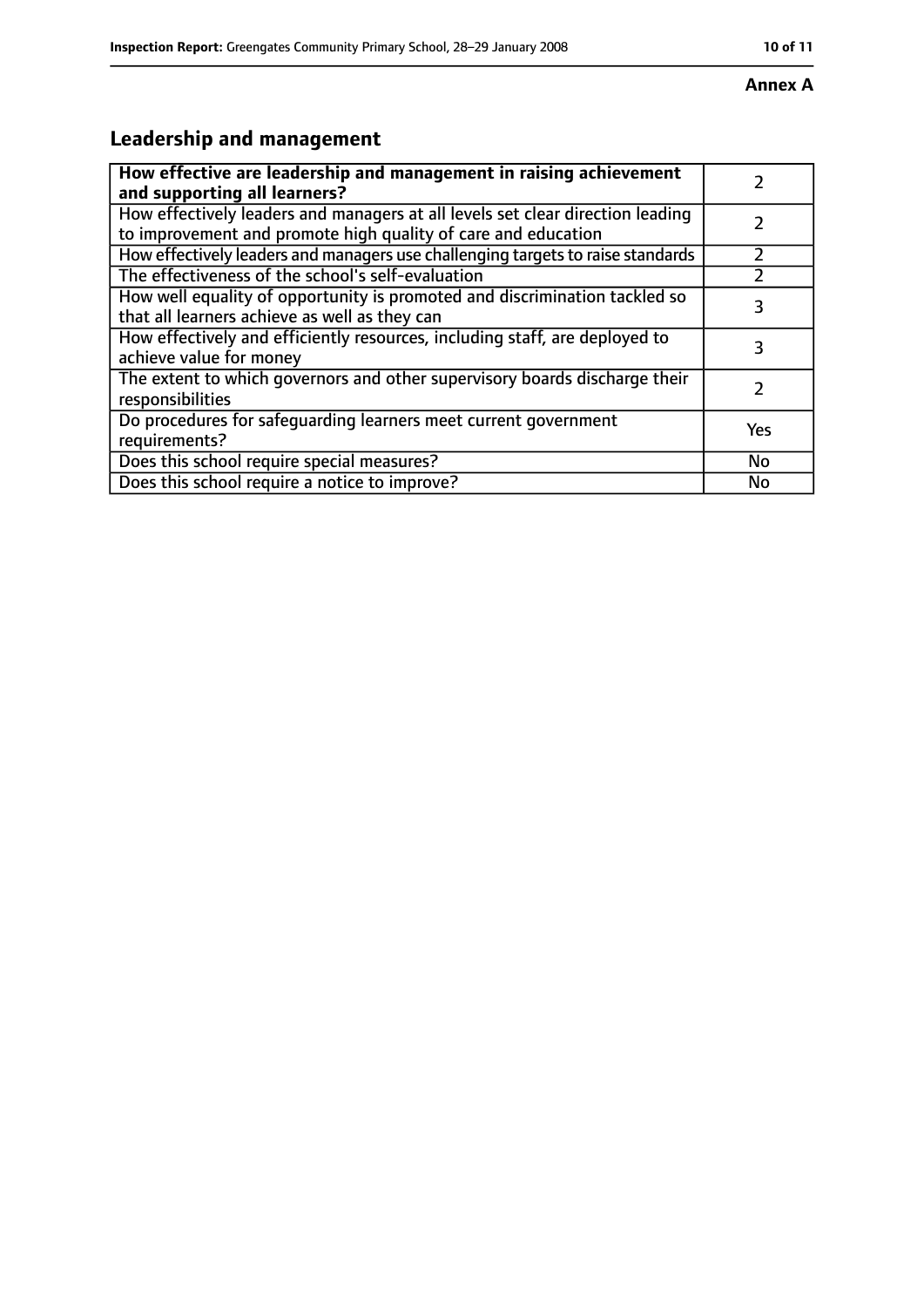**Annex A**

## Leadership and management

| **How effective are leadership and management in raising achievement and supporting all learners?** | 2 |
|---|---|
| How effectively leaders and managers at all levels set clear direction leading to improvement and promote high quality of care and education | 2 |
| How effectively leaders and managers use challenging targets to raise standards | 2 |
| The effectiveness of the school's self-evaluation | 2 |
| How well equality of opportunity is promoted and discrimination tackled so that all learners achieve as well as they can | 3 |
| How effectively and efficiently resources, including staff, are deployed to achieve value for money | 3 |
| The extent to which governors and other supervisory boards discharge their responsibilities | 2 |
| Do procedures for safeguarding learners meet current government requirements? | Yes |
| Does this school require special measures? | No |
| Does this school require a notice to improve? | No |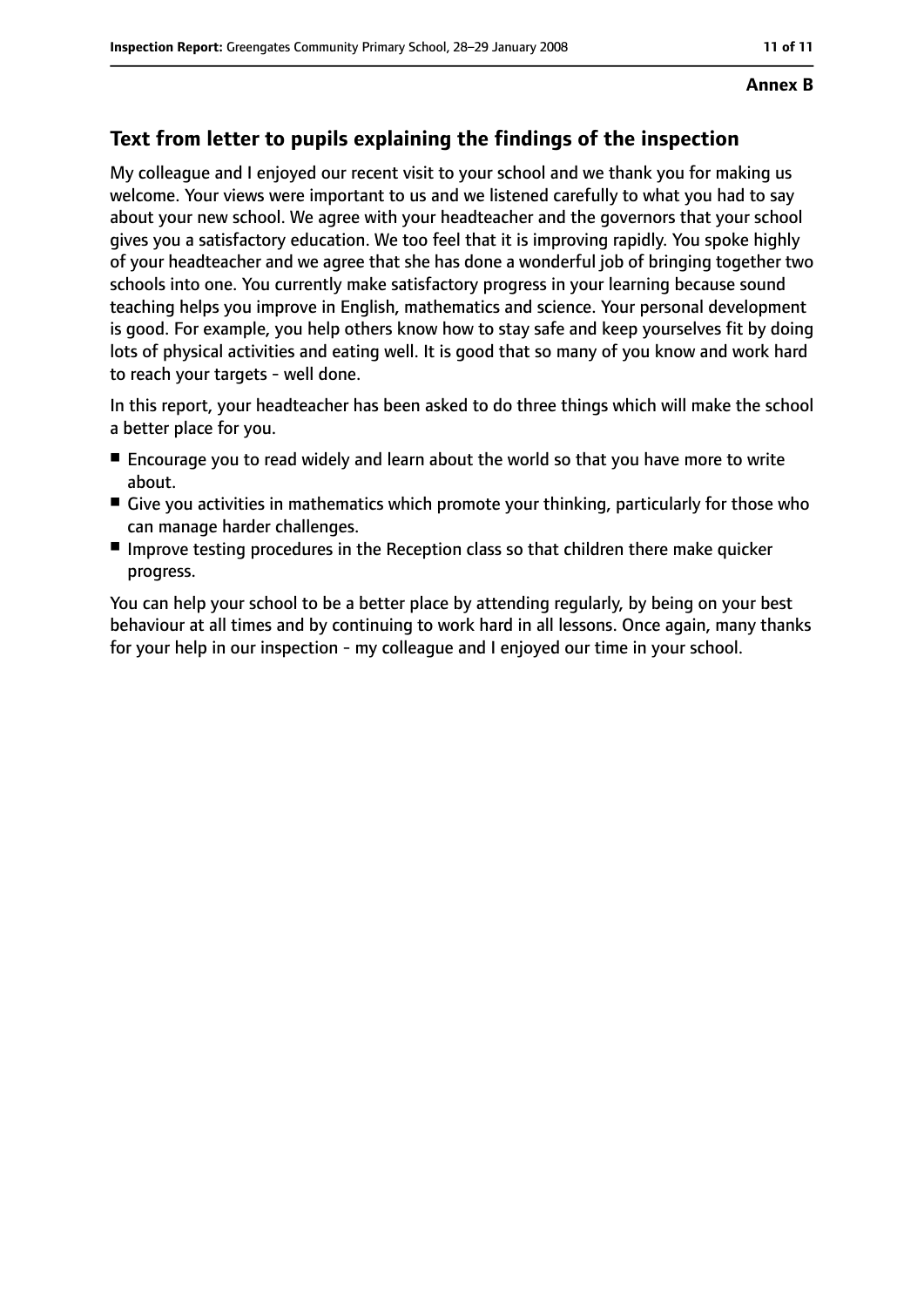**Annex B**

## Text from letter to pupils explaining the findings of the inspection

My colleague and I enjoyed our recent visit to your school and we thank you for making us welcome. Your views were important to us and we listened carefully to what you had to say about your new school. We agree with your headteacher and the governors that your school gives you a satisfactory education. We too feel that it is improving rapidly. You spoke highly of your headteacher and we agree that she has done a wonderful job of bringing together two schools into one. You currently make satisfactory progress in your learning because sound teaching helps you improve in English, mathematics and science. Your personal development is good. For example, you help others know how to stay safe and keep yourselves fit by doing lots of physical activities and eating well. It is good that so many of you know and work hard to reach your targets - well done.

In this report, your headteacher has been asked to do three things which will make the school a better place for you.

- Encourage you to read widely and learn about the world so that you have more to write about.
- Give you activities in mathematics which promote your thinking, particularly for those who can manage harder challenges.
- Improve testing procedures in the Reception class so that children there make quicker progress.

You can help your school to be a better place by attending regularly, by being on your best behaviour at all times and by continuing to work hard in all lessons. Once again, many thanks for your help in our inspection - my colleague and I enjoyed our time in your school.